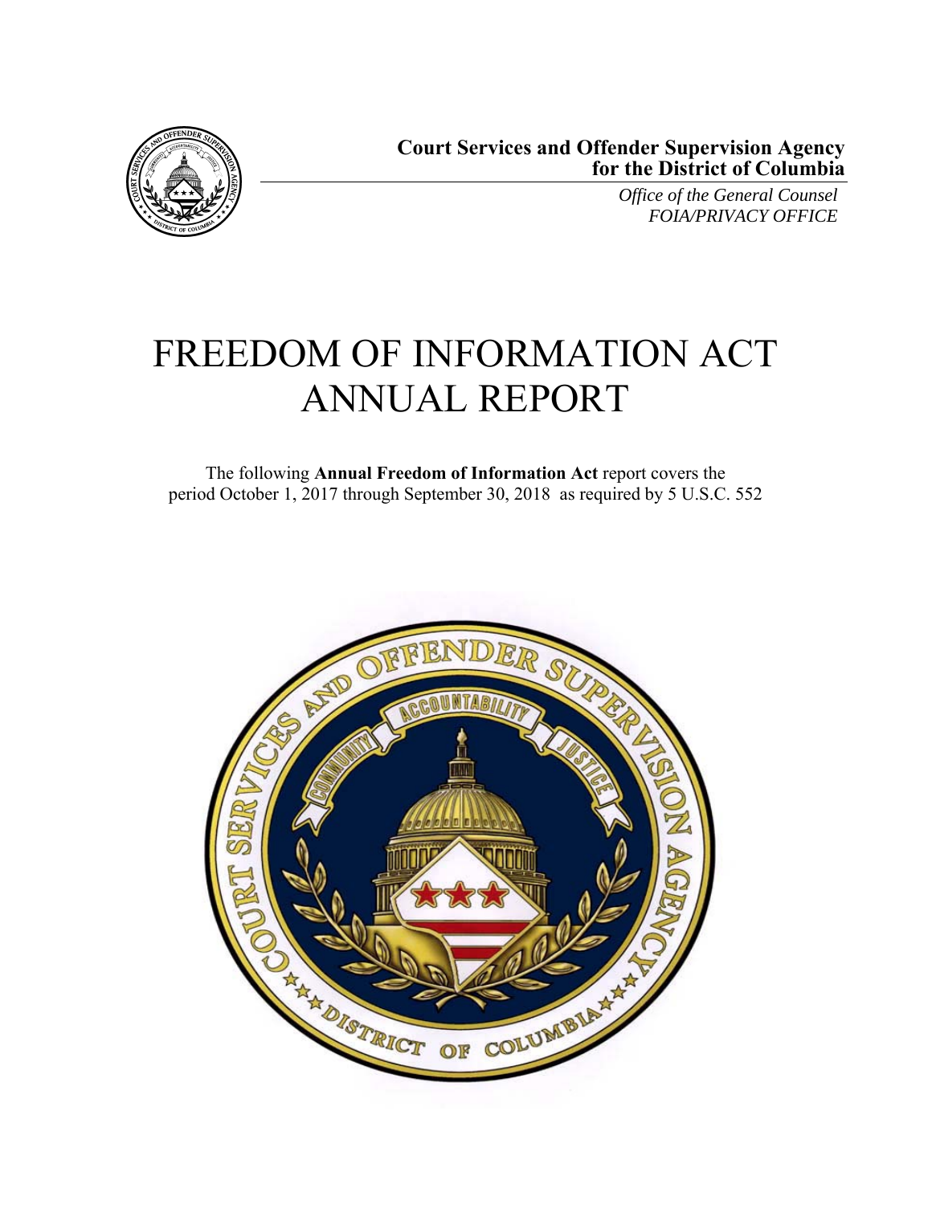**Court Services and Offender Supervision Agency**
**for the District of Columbia**

*Office of the General Counsel*
*FOIA/PRIVACY OFFICE*

# FREEDOM OF INFORMATION ACT ANNUAL REPORT

The following **Annual Freedom of Information Act** report covers the period October 1, 2017 through September 30, 2018 as required by 5 U.S.C. 552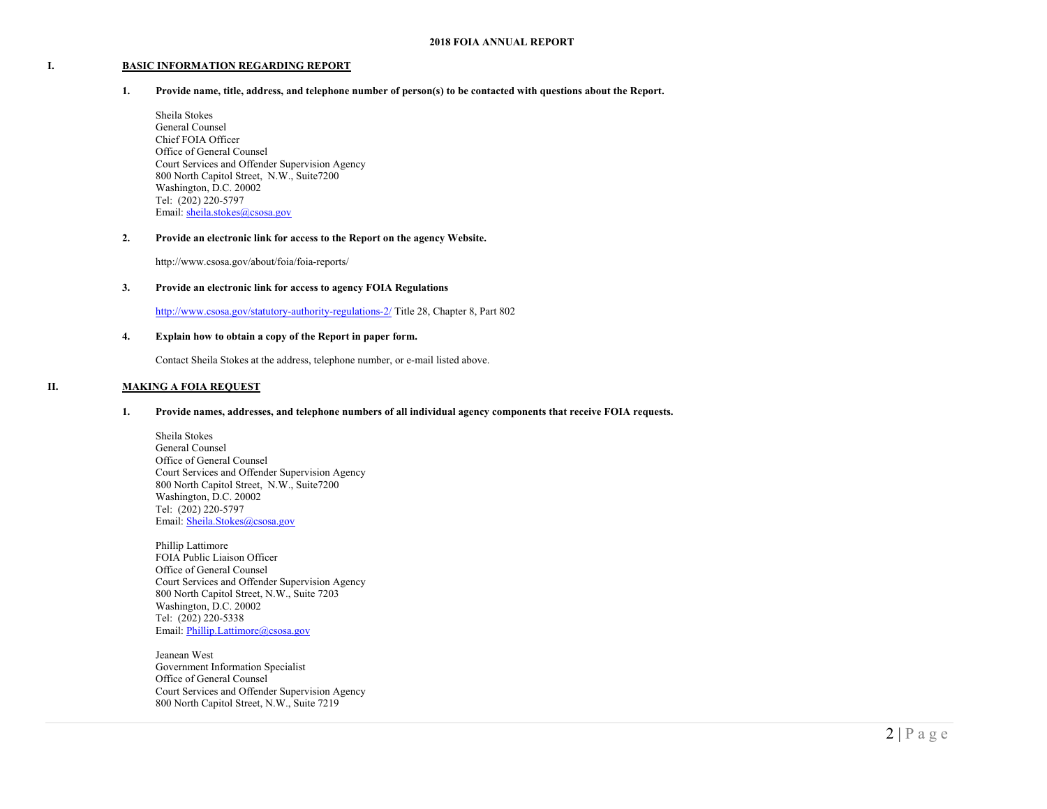# 2018 FOIA ANNUAL REPORT

## I. BASIC INFORMATION REGARDING REPORT

**1. Provide name, title, address, and telephone number of person(s) to be contacted with questions about the Report.**

Sheila Stokes
General Counsel
Chief FOIA Officer
Office of General Counsel
Court Services and Offender Supervision Agency
800 North Capitol Street, N.W., Suite7200
Washington, D.C. 20002
Tel: (202) 220-5797
Email: sheila.stokes@csosa.gov

**2. Provide an electronic link for access to the Report on the agency Website.**

http://www.csosa.gov/about/foia/foia-reports/

**3. Provide an electronic link for access to agency FOIA Regulations**

http://www.csosa.gov/statutory-authority-regulations-2/ Title 28, Chapter 8, Part 802

**4. Explain how to obtain a copy of the Report in paper form.**

Contact Sheila Stokes at the address, telephone number, or e-mail listed above.

## II. MAKING A FOIA REQUEST

**1. Provide names, addresses, and telephone numbers of all individual agency components that receive FOIA requests.**

Sheila Stokes
General Counsel
Office of General Counsel
Court Services and Offender Supervision Agency
800 North Capitol Street, N.W., Suite7200
Washington, D.C. 20002
Tel: (202) 220-5797
Email: Sheila.Stokes@csosa.gov

Phillip Lattimore
FOIA Public Liaison Officer
Office of General Counsel
Court Services and Offender Supervision Agency
800 North Capitol Street, N.W., Suite 7203
Washington, D.C. 20002
Tel: (202) 220-5338
Email: Phillip.Lattimore@csosa.gov

Jeanean West
Government Information Specialist
Office of General Counsel
Court Services and Offender Supervision Agency
800 North Capitol Street, N.W., Suite 7219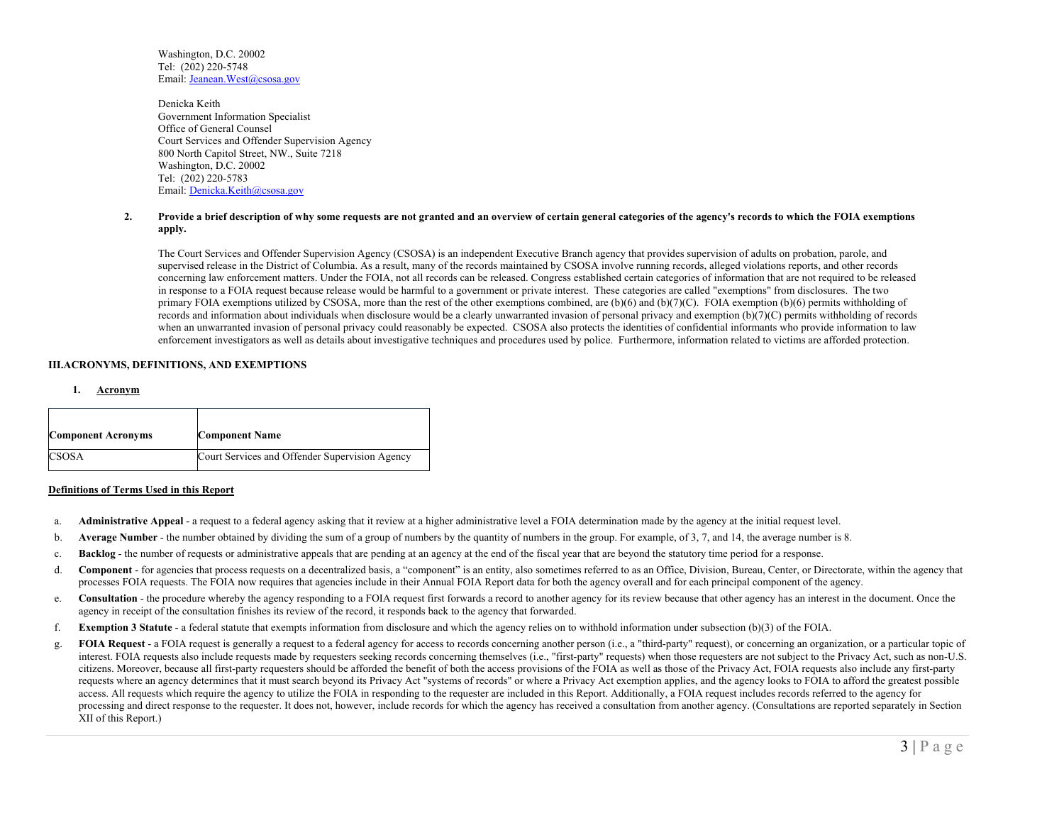Washington, D.C. 20002
Tel: (202) 220-5748
Email: Jeanean.West@csosa.gov

Denicka Keith
Government Information Specialist
Office of General Counsel
Court Services and Offender Supervision Agency
800 North Capitol Street, NW., Suite 7218
Washington, D.C. 20002
Tel: (202) 220-5783
Email: Denicka.Keith@csosa.gov

**2. Provide a brief description of why some requests are not granted and an overview of certain general categories of the agency's records to which the FOIA exemptions apply.**

The Court Services and Offender Supervision Agency (CSOSA) is an independent Executive Branch agency that provides supervision of adults on probation, parole, and supervised release in the District of Columbia. As a result, many of the records maintained by CSOSA involve running records, alleged violations reports, and other records concerning law enforcement matters. Under the FOIA, not all records can be released. Congress established certain categories of information that are not required to be released in response to a FOIA request because release would be harmful to a government or private interest. These categories are called "exemptions" from disclosures. The two primary FOIA exemptions utilized by CSOSA, more than the rest of the other exemptions combined, are (b)(6) and (b)(7)(C). FOIA exemption (b)(6) permits withholding of records and information about individuals when disclosure would be a clearly unwarranted invasion of personal privacy and exemption (b)(7)(C) permits withholding of records when an unwarranted invasion of personal privacy could reasonably be expected. CSOSA also protects the identities of confidential informants who provide information to law enforcement investigators as well as details about investigative techniques and procedures used by police. Furthermore, information related to victims are afforded protection.

## III.ACRONYMS, DEFINITIONS, AND EXEMPTIONS

**1. Acronym**

| Component Acronyms | Component Name |
|---|---|
| CSOSA | Court Services and Offender Supervision Agency |

**Definitions of Terms Used in this Report**

a. **Administrative Appeal** - a request to a federal agency asking that it review at a higher administrative level a FOIA determination made by the agency at the initial request level.

b. **Average Number** - the number obtained by dividing the sum of a group of numbers by the quantity of numbers in the group. For example, of 3, 7, and 14, the average number is 8.

c. **Backlog** - the number of requests or administrative appeals that are pending at an agency at the end of the fiscal year that are beyond the statutory time period for a response.

d. **Component** - for agencies that process requests on a decentralized basis, a "component" is an entity, also sometimes referred to as an Office, Division, Bureau, Center, or Directorate, within the agency that processes FOIA requests. The FOIA now requires that agencies include in their Annual FOIA Report data for both the agency overall and for each principal component of the agency.

e. **Consultation** - the procedure whereby the agency responding to a FOIA request first forwards a record to another agency for its review because that other agency has an interest in the document. Once the agency in receipt of the consultation finishes its review of the record, it responds back to the agency that forwarded.

f. **Exemption 3 Statute** - a federal statute that exempts information from disclosure and which the agency relies on to withhold information under subsection (b)(3) of the FOIA.

g. **FOIA Request** - a FOIA request is generally a request to a federal agency for access to records concerning another person (i.e., a "third-party" request), or concerning an organization, or a particular topic of interest. FOIA requests also include requests made by requesters seeking records concerning themselves (i.e., "first-party" requests) when those requesters are not subject to the Privacy Act, such as non-U.S. citizens. Moreover, because all first-party requesters should be afforded the benefit of both the access provisions of the FOIA as well as those of the Privacy Act, FOIA requests also include any first-party requests where an agency determines that it must search beyond its Privacy Act "systems of records" or where a Privacy Act exemption applies, and the agency looks to FOIA to afford the greatest possible access. All requests which require the agency to utilize the FOIA in responding to the requester are included in this Report. Additionally, a FOIA request includes records referred to the agency for processing and direct response to the requester. It does not, however, include records for which the agency has received a consultation from another agency. (Consultations are reported separately in Section XII of this Report.)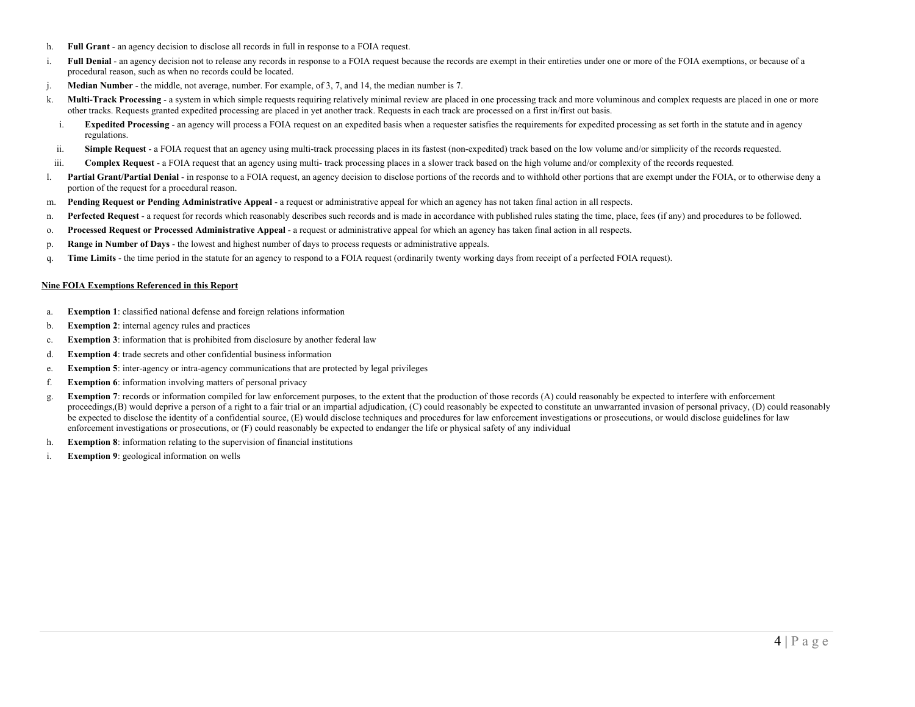h. **Full Grant** - an agency decision to disclose all records in full in response to a FOIA request.

i. **Full Denial** - an agency decision not to release any records in response to a FOIA request because the records are exempt in their entireties under one or more of the FOIA exemptions, or because of a procedural reason, such as when no records could be located.

j. **Median Number** - the middle, not average, number. For example, of 3, 7, and 14, the median number is 7.

k. **Multi-Track Processing** - a system in which simple requests requiring relatively minimal review are placed in one processing track and more voluminous and complex requests are placed in one or more other tracks. Requests granted expedited processing are placed in yet another track. Requests in each track are processed on a first in/first out basis.

   i. **Expedited Processing** - an agency will process a FOIA request on an expedited basis when a requester satisfies the requirements for expedited processing as set forth in the statute and in agency regulations.

   ii. **Simple Request** - a FOIA request that an agency using multi-track processing places in its fastest (non-expedited) track based on the low volume and/or simplicity of the records requested.

   iii. **Complex Request** - a FOIA request that an agency using multi- track processing places in a slower track based on the high volume and/or complexity of the records requested.

l. **Partial Grant/Partial Denial** - in response to a FOIA request, an agency decision to disclose portions of the records and to withhold other portions that are exempt under the FOIA, or to otherwise deny a portion of the request for a procedural reason.

m. **Pending Request or Pending Administrative Appeal** - a request or administrative appeal for which an agency has not taken final action in all respects.

n. **Perfected Request** - a request for records which reasonably describes such records and is made in accordance with published rules stating the time, place, fees (if any) and procedures to be followed.

o. **Processed Request or Processed Administrative Appeal** - a request or administrative appeal for which an agency has taken final action in all respects.

p. **Range in Number of Days** - the lowest and highest number of days to process requests or administrative appeals.

q. **Time Limits** - the time period in the statute for an agency to respond to a FOIA request (ordinarily twenty working days from receipt of a perfected FOIA request).

**Nine FOIA Exemptions Referenced in this Report**

a. **Exemption 1**: classified national defense and foreign relations information

b. **Exemption 2**: internal agency rules and practices

c. **Exemption 3**: information that is prohibited from disclosure by another federal law

d. **Exemption 4**: trade secrets and other confidential business information

e. **Exemption 5**: inter-agency or intra-agency communications that are protected by legal privileges

f. **Exemption 6**: information involving matters of personal privacy

g. **Exemption 7**: records or information compiled for law enforcement purposes, to the extent that the production of those records (A) could reasonably be expected to interfere with enforcement proceedings,(B) would deprive a person of a right to a fair trial or an impartial adjudication, (C) could reasonably be expected to constitute an unwarranted invasion of personal privacy, (D) could reasonably be expected to disclose the identity of a confidential source, (E) would disclose techniques and procedures for law enforcement investigations or prosecutions, or would disclose guidelines for law enforcement investigations or prosecutions, or (F) could reasonably be expected to endanger the life or physical safety of any individual

h. **Exemption 8**: information relating to the supervision of financial institutions

i. **Exemption 9**: geological information on wells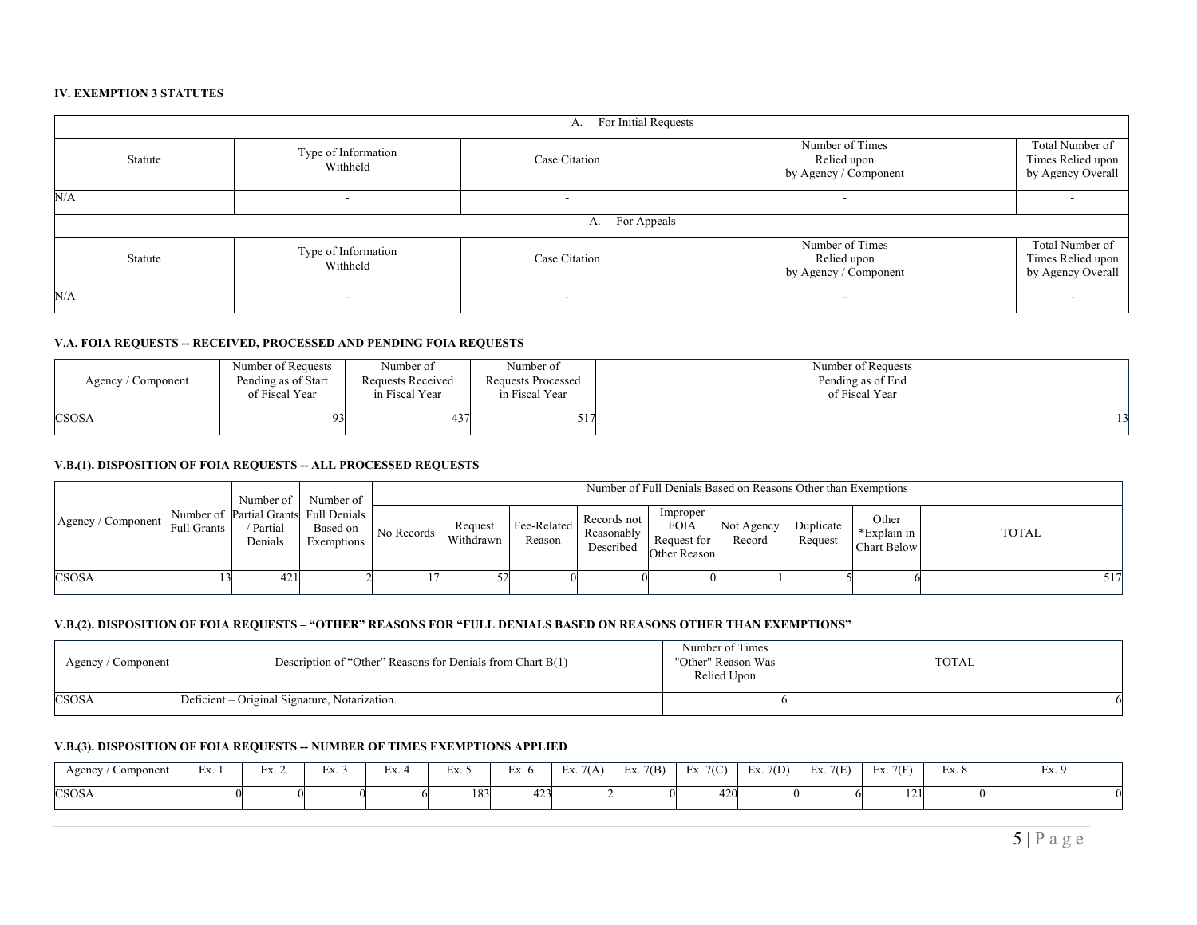**IV. EXEMPTION 3 STATUTES**

| A. For Initial Requests | | | | |
|---|---|---|---|---|
| Statute | Type of Information Withheld | Case Citation | Number of Times Relied upon by Agency / Component | Total Number of Times Relied upon by Agency Overall |
| N/A | - | - | - | - |

| A. For Appeals | | | | |
|---|---|---|---|---|
| Statute | Type of Information Withheld | Case Citation | Number of Times Relied upon by Agency / Component | Total Number of Times Relied upon by Agency Overall |
| N/A | - | - | - | - |

**V.A. FOIA REQUESTS -- RECEIVED, PROCESSED AND PENDING FOIA REQUESTS**

| Agency / Component | Number of Requests Pending as of Start of Fiscal Year | Number of Requests Received in Fiscal Year | Number of Requests Processed in Fiscal Year | Number of Requests Pending as of End of Fiscal Year |
|---|---|---|---|---|
| CSOSA | 93 | 437 | 517 | 13 |

**V.B.(1). DISPOSITION OF FOIA REQUESTS -- ALL PROCESSED REQUESTS**

| Agency / Component | Number of Full Grants | Number of Partial Grants / Partial Denials | Number of Full Denials Based on Exemptions | Number of Full Denials Based on Reasons Other than Exemptions | | | | | | | | TOTAL |
|---|---|---|---|---|---|---|---|---|---|---|---|---|
| | | | | No Records | Request Withdrawn | Fee-Related Reason | Records not Reasonably Described | Improper FOIA Request for Other Reason | Not Agency Record | Duplicate Request | Other *Explain in Chart Below | |
| CSOSA | 13 | 421 | 2 | 17 | 52 | 0 | 0 | 0 | 1 | 5 | 6 | 517 |

**V.B.(2). DISPOSITION OF FOIA REQUESTS – "OTHER" REASONS FOR "FULL DENIALS BASED ON REASONS OTHER THAN EXEMPTIONS"**

| Agency / Component | Description of "Other" Reasons for Denials from Chart B(1) | Number of Times "Other" Reason Was Relied Upon | TOTAL |
|---|---|---|---|
| CSOSA | Deficient – Original Signature, Notarization. | 6 | 6 |

**V.B.(3). DISPOSITION OF FOIA REQUESTS -- NUMBER OF TIMES EXEMPTIONS APPLIED**

| Agency / Component | Ex. 1 | Ex. 2 | Ex. 3 | Ex. 4 | Ex. 5 | Ex. 6 | Ex. 7(A) | Ex. 7(B) | Ex. 7(C) | Ex. 7(D) | Ex. 7(E) | Ex. 7(F) | Ex. 8 | Ex. 9 |
|---|---|---|---|---|---|---|---|---|---|---|---|---|---|---|
| CSOSA | 0 | 0 | 0 | 6 | 183 | 423 | 2 | 0 | 420 | 0 | 6 | 121 | 0 | 0 |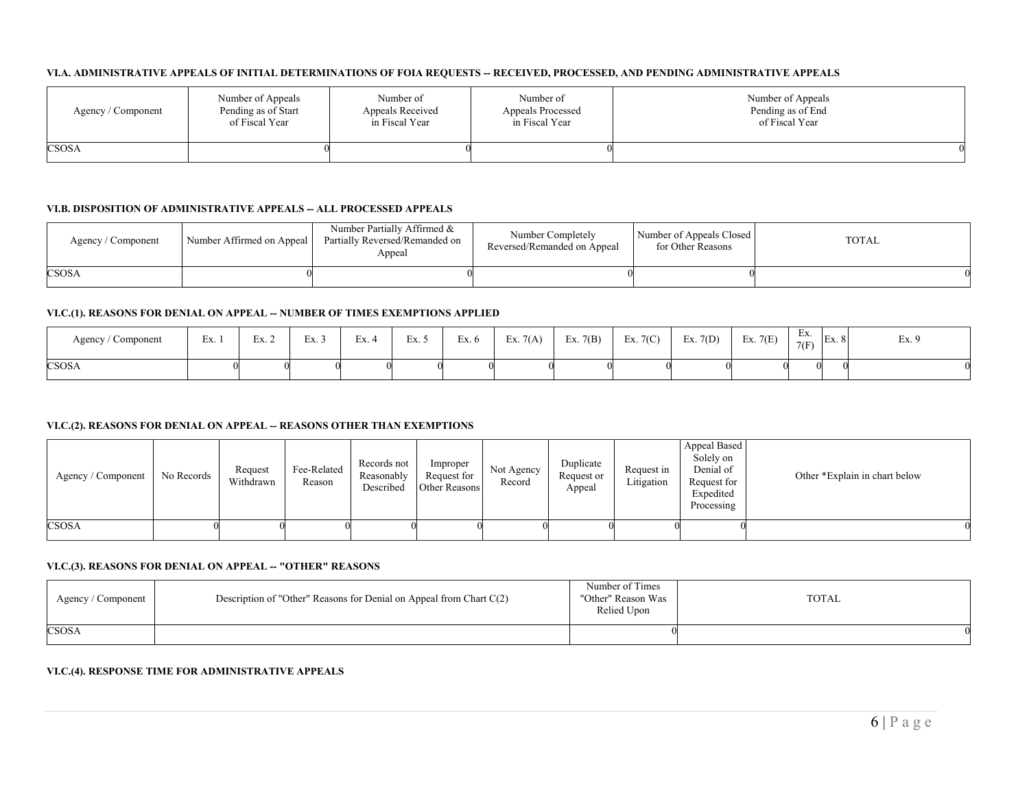#### VI.A. ADMINISTRATIVE APPEALS OF INITIAL DETERMINATIONS OF FOIA REQUESTS -- RECEIVED, PROCESSED, AND PENDING ADMINISTRATIVE APPEALS

| Agency / Component | Number of Appeals Pending as of Start of Fiscal Year | Number of Appeals Received in Fiscal Year | Number of Appeals Processed in Fiscal Year | Number of Appeals Pending as of End of Fiscal Year |
|---|---|---|---|---|
| CSOSA | 0 | 0 | 0 | 0 |

#### VI.B. DISPOSITION OF ADMINISTRATIVE APPEALS -- ALL PROCESSED APPEALS

| Agency / Component | Number Affirmed on Appeal | Number Partially Affirmed & Partially Reversed/Remanded on Appeal | Number Completely Reversed/Remanded on Appeal | Number of Appeals Closed for Other Reasons | TOTAL |
|---|---|---|---|---|---|
| CSOSA | 0 | 0 | 0 | 0 | 0 |

#### VI.C.(1). REASONS FOR DENIAL ON APPEAL -- NUMBER OF TIMES EXEMPTIONS APPLIED

| Agency / Component | Ex. 1 | Ex. 2 | Ex. 3 | Ex. 4 | Ex. 5 | Ex. 6 | Ex. 7(A) | Ex. 7(B) | Ex. 7(C) | Ex. 7(D) | Ex. 7(E) | Ex. 7(F) | Ex. 8 | Ex. 9 |
|---|---|---|---|---|---|---|---|---|---|---|---|---|---|---|
| CSOSA | 0 | 0 | 0 | 0 | 0 | 0 | 0 | 0 | 0 | 0 | 0 | 0 | 0 | 0 |

#### VI.C.(2). REASONS FOR DENIAL ON APPEAL -- REASONS OTHER THAN EXEMPTIONS

| Agency / Component | No Records | Request Withdrawn | Fee-Related Reason | Records not Reasonably Described | Improper Request for Other Reasons | Not Agency Record | Duplicate Request or Appeal | Request in Litigation | Appeal Based Solely on Denial of Request for Expedited Processing | Other *Explain in chart below |
|---|---|---|---|---|---|---|---|---|---|---|
| CSOSA | 0 | 0 | 0 | 0 | 0 | 0 | 0 | 0 | 0 | 0 |

#### VI.C.(3). REASONS FOR DENIAL ON APPEAL -- "OTHER" REASONS

| Agency / Component | Description of "Other" Reasons for Denial on Appeal from Chart C(2) | Number of Times "Other" Reason Was Relied Upon | TOTAL |
|---|---|---|---|
| CSOSA | | 0 | 0 |

#### VI.C.(4). RESPONSE TIME FOR ADMINISTRATIVE APPEALS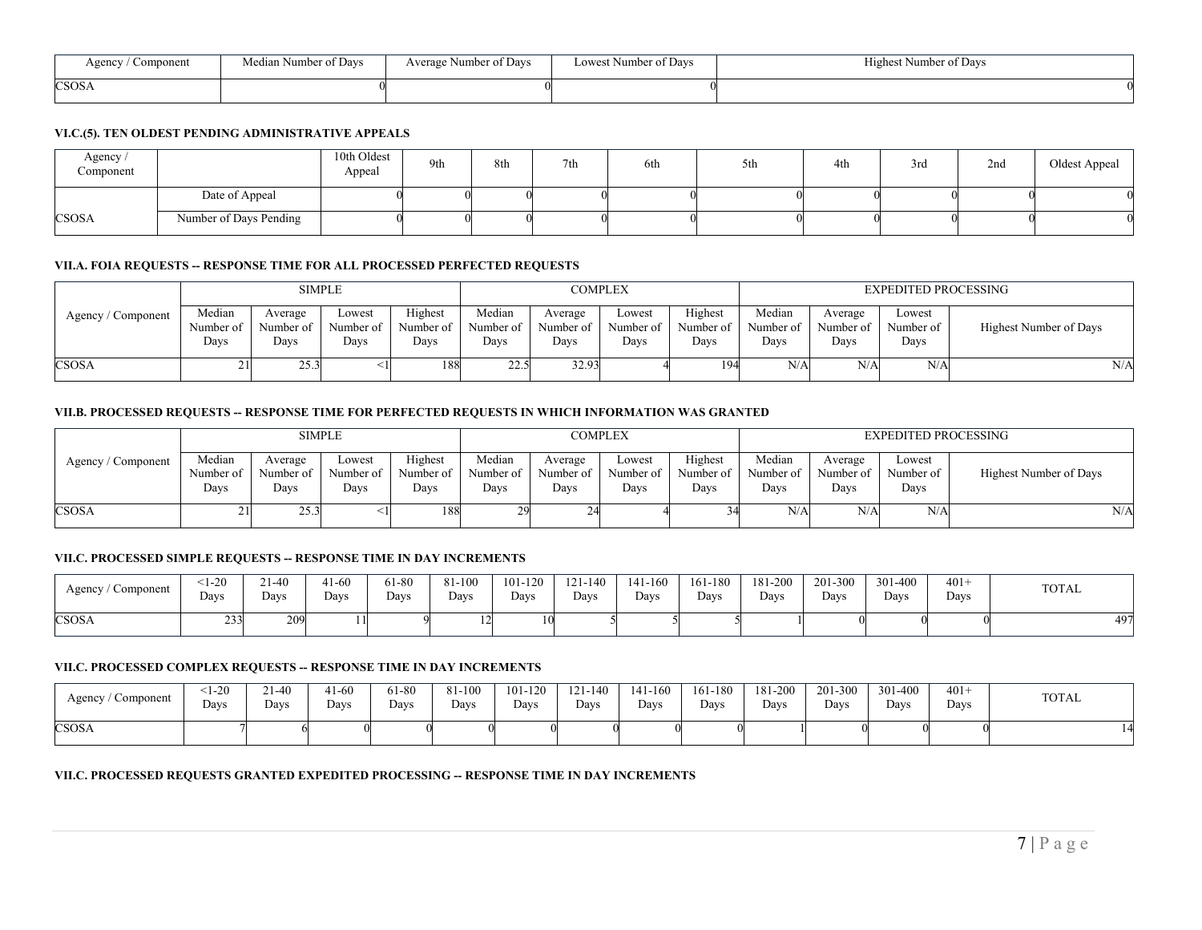| Agency / Component | Median Number of Days | Average Number of Days | Lowest Number of Days | Highest Number of Days |
|---|---|---|---|---|
| CSOSA | 0 | 0 | 0 | 0 |

**VI.C.(5). TEN OLDEST PENDING ADMINISTRATIVE APPEALS**

| Agency / Component | | 10th Oldest Appeal | 9th | 8th | 7th | 6th | 5th | 4th | 3rd | 2nd | Oldest Appeal |
|---|---|---|---|---|---|---|---|---|---|---|---|
| | Date of Appeal | 0 | 0 | 0 | 0 | 0 | 0 | 0 | 0 | 0 | 0 |
| CSOSA | Number of Days Pending | 0 | 0 | 0 | 0 | 0 | 0 | 0 | 0 | 0 | 0 |

**VII.A. FOIA REQUESTS -- RESPONSE TIME FOR ALL PROCESSED PERFECTED REQUESTS**

| Agency / Component | SIMPLE | | | | COMPLEX | | | | EXPEDITED PROCESSING | | | |
|---|---|---|---|---|---|---|---|---|---|---|---|---|
| | Median Number of Days | Average Number of Days | Lowest Number of Days | Highest Number of Days | Median Number of Days | Average Number of Days | Lowest Number of Days | Highest Number of Days | Median Number of Days | Average Number of Days | Lowest Number of Days | Highest Number of Days |
| CSOSA | 21 | 25.3 | <1 | 188 | 22.5 | 32.93 | 4 | 194 | N/A | N/A | N/A | N/A |

**VII.B. PROCESSED REQUESTS -- RESPONSE TIME FOR PERFECTED REQUESTS IN WHICH INFORMATION WAS GRANTED**

| Agency / Component | SIMPLE | | | | COMPLEX | | | | EXPEDITED PROCESSING | | | |
|---|---|---|---|---|---|---|---|---|---|---|---|---|
| | Median Number of Days | Average Number of Days | Lowest Number of Days | Highest Number of Days | Median Number of Days | Average Number of Days | Lowest Number of Days | Highest Number of Days | Median Number of Days | Average Number of Days | Lowest Number of Days | Highest Number of Days |
| CSOSA | 21 | 25.3 | <1 | 188 | 29 | 24 | 4 | 34 | N/A | N/A | N/A | N/A |

**VII.C. PROCESSED SIMPLE REQUESTS -- RESPONSE TIME IN DAY INCREMENTS**

| Agency / Component | <1-20 Days | 21-40 Days | 41-60 Days | 61-80 Days | 81-100 Days | 101-120 Days | 121-140 Days | 141-160 Days | 161-180 Days | 181-200 Days | 201-300 Days | 301-400 Days | 401+ Days | TOTAL |
|---|---|---|---|---|---|---|---|---|---|---|---|---|---|---|
| CSOSA | 233 | 209 | 11 | 9 | 12 | 10 | 5 | 5 | 5 | 1 | 0 | 0 | 0 | 497 |

**VII.C. PROCESSED COMPLEX REQUESTS -- RESPONSE TIME IN DAY INCREMENTS**

| Agency / Component | <1-20 Days | 21-40 Days | 41-60 Days | 61-80 Days | 81-100 Days | 101-120 Days | 121-140 Days | 141-160 Days | 161-180 Days | 181-200 Days | 201-300 Days | 301-400 Days | 401+ Days | TOTAL |
|---|---|---|---|---|---|---|---|---|---|---|---|---|---|---|
| CSOSA | 7 | 6 | 0 | 0 | 0 | 0 | 0 | 0 | 0 | 1 | 0 | 0 | 0 | 14 |

**VII.C. PROCESSED REQUESTS GRANTED EXPEDITED PROCESSING -- RESPONSE TIME IN DAY INCREMENTS**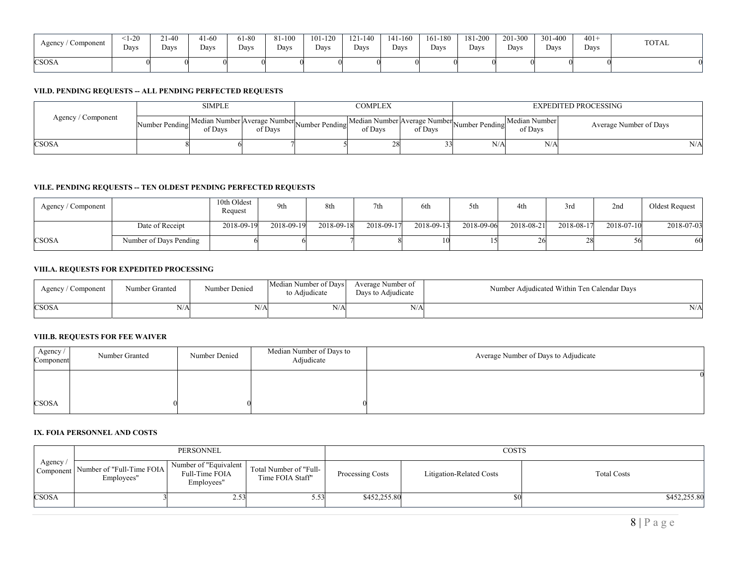| Agency / Component | <1-20 Days | 21-40 Days | 41-60 Days | 61-80 Days | 81-100 Days | 101-120 Days | 121-140 Days | 141-160 Days | 161-180 Days | 181-200 Days | 201-300 Days | 301-400 Days | 401+ Days | TOTAL |
|---|---|---|---|---|---|---|---|---|---|---|---|---|---|---|
| CSOSA | 0 | 0 | 0 | 0 | 0 | 0 | 0 | 0 | 0 | 0 | 0 | 0 | 0 | 0 |

#### VII.D. PENDING REQUESTS -- ALL PENDING PERFECTED REQUESTS

| Agency / Component | SIMPLE | | | COMPLEX | | | EXPEDITED PROCESSING | | |
|---|---|---|---|---|---|---|---|---|---|
| | Number Pending | Median Number of Days | Average Number of Days | Number Pending | Median Number of Days | Average Number of Days | Number Pending | Median Number of Days | Average Number of Days |
| CSOSA | 8 | 6 | 7 | 5 | 28 | 33 | N/A | N/A | N/A |

#### VII.E. PENDING REQUESTS -- TEN OLDEST PENDING PERFECTED REQUESTS

| Agency / Component | | 10th Oldest Request | 9th | 8th | 7th | 6th | 5th | 4th | 3rd | 2nd | Oldest Request |
|---|---|---|---|---|---|---|---|---|---|---|---|
| | Date of Receipt | 2018-09-19 | 2018-09-19 | 2018-09-18 | 2018-09-17 | 2018-09-13 | 2018-09-06 | 2018-08-21 | 2018-08-17 | 2018-07-10 | 2018-07-03 |
| CSOSA | Number of Days Pending | 6 | 6 | 7 | 8 | 10 | 15 | 26 | 28 | 56 | 60 |

#### VIII.A. REQUESTS FOR EXPEDITED PROCESSING

| Agency / Component | Number Granted | Number Denied | Median Number of Days to Adjudicate | Average Number of Days to Adjudicate | Number Adjudicated Within Ten Calendar Days |
|---|---|---|---|---|---|
| CSOSA | N/A | N/A | N/A | N/A | N/A |

#### VIII.B. REQUESTS FOR FEE WAIVER

| Agency / Component | Number Granted | Number Denied | Median Number of Days to Adjudicate | Average Number of Days to Adjudicate |
|---|---|---|---|---|
| CSOSA | 0 | 0 | 0 | 0 |

#### IX. FOIA PERSONNEL AND COSTS

| Agency / Component | PERSONNEL | | | COSTS | | |
|---|---|---|---|---|---|---|
| | Number of "Full-Time FOIA Employees" | Number of "Equivalent Full-Time FOIA Employees" | Total Number of "Full-Time FOIA Staff" | Processing Costs | Litigation-Related Costs | Total Costs |
| CSOSA | 3 | 2.53 | 5.53 | $452,255.80 | $0 | $452,255.80 |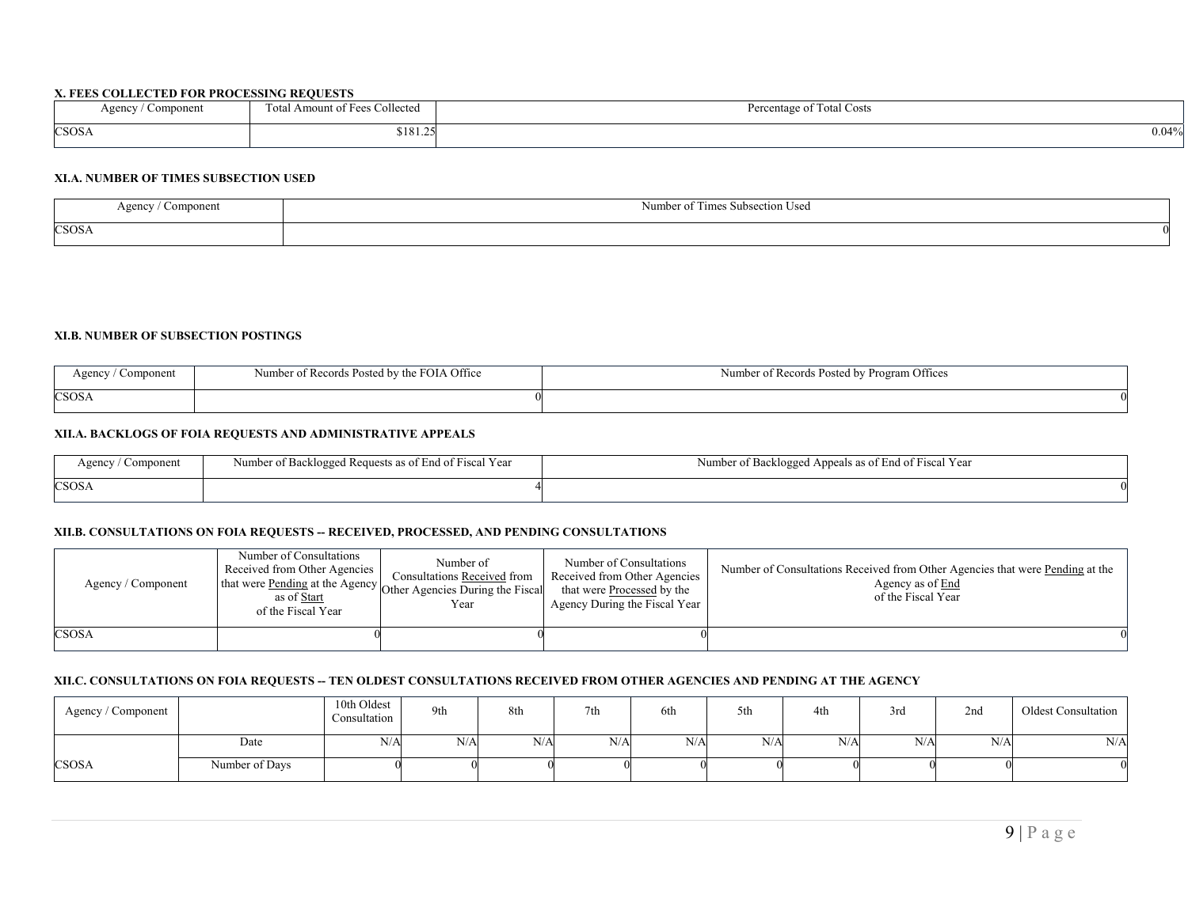**X. FEES COLLECTED FOR PROCESSING REQUESTS**

| Agency / Component | Total Amount of Fees Collected | Percentage of Total Costs |
|---|---|---|
| CSOSA | $181.25 | 0.04% |

**XI.A. NUMBER OF TIMES SUBSECTION USED**

| Agency / Component | Number of Times Subsection Used |
|---|---|
| CSOSA | 0 |

**XI.B. NUMBER OF SUBSECTION POSTINGS**

| Agency / Component | Number of Records Posted by the FOIA Office | Number of Records Posted by Program Offices |
|---|---|---|
| CSOSA | 0 | 0 |

**XII.A. BACKLOGS OF FOIA REQUESTS AND ADMINISTRATIVE APPEALS**

| Agency / Component | Number of Backlogged Requests as of End of Fiscal Year | Number of Backlogged Appeals as of End of Fiscal Year |
|---|---|---|
| CSOSA | 4 | 0 |

**XII.B. CONSULTATIONS ON FOIA REQUESTS -- RECEIVED, PROCESSED, AND PENDING CONSULTATIONS**

| Agency / Component | Number of Consultations Received from Other Agencies that were Pending at the Agency as of Start of the Fiscal Year | Number of Consultations Received from Other Agencies During the Fiscal Year | Number of Consultations Received from Other Agencies that were Processed by the Agency During the Fiscal Year | Number of Consultations Received from Other Agencies that were Pending at the Agency as of End of the Fiscal Year |
|---|---|---|---|---|
| CSOSA | 0 | 0 | 0 | 0 |

**XII.C. CONSULTATIONS ON FOIA REQUESTS -- TEN OLDEST CONSULTATIONS RECEIVED FROM OTHER AGENCIES AND PENDING AT THE AGENCY**

| Agency / Component | | 10th Oldest Consultation | 9th | 8th | 7th | 6th | 5th | 4th | 3rd | 2nd | Oldest Consultation |
|---|---|---|---|---|---|---|---|---|---|---|---|
| CSOSA | Date | N/A | N/A | N/A | N/A | N/A | N/A | N/A | N/A | N/A | N/A |
| | Number of Days | 0 | 0 | 0 | 0 | 0 | 0 | 0 | 0 | 0 | 0 |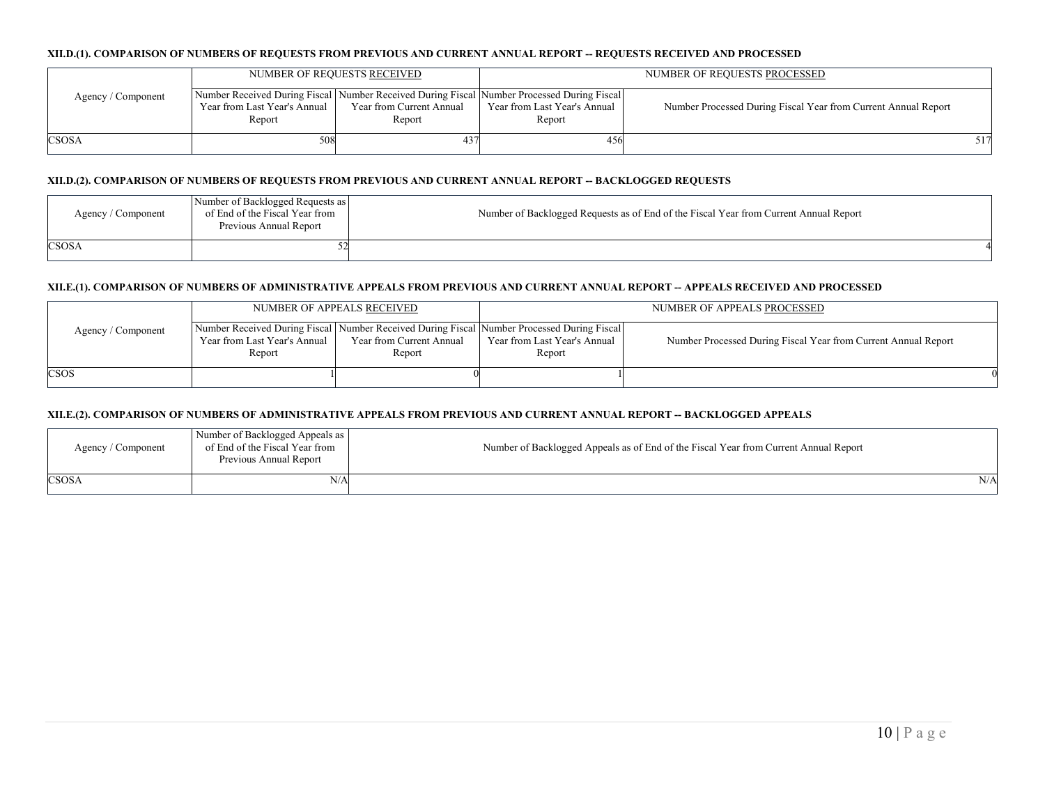**XII.D.(1). COMPARISON OF NUMBERS OF REQUESTS FROM PREVIOUS AND CURRENT ANNUAL REPORT -- REQUESTS RECEIVED AND PROCESSED**

| Agency / Component | NUMBER OF REQUESTS RECEIVED | | NUMBER OF REQUESTS PROCESSED | |
|---|---|---|---|---|
| | Number Received During Fiscal Year from Last Year's Annual Report | Number Received During Fiscal Year from Current Annual Report | Number Processed During Fiscal Year from Last Year's Annual Report | Number Processed During Fiscal Year from Current Annual Report |
| CSOSA | 508 | 437 | 456 | 517 |

**XII.D.(2). COMPARISON OF NUMBERS OF REQUESTS FROM PREVIOUS AND CURRENT ANNUAL REPORT -- BACKLOGGED REQUESTS**

| Agency / Component | Number of Backlogged Requests as of End of the Fiscal Year from Previous Annual Report | Number of Backlogged Requests as of End of the Fiscal Year from Current Annual Report |
|---|---|---|
| CSOSA | 52 | 4 |

**XII.E.(1). COMPARISON OF NUMBERS OF ADMINISTRATIVE APPEALS FROM PREVIOUS AND CURRENT ANNUAL REPORT -- APPEALS RECEIVED AND PROCESSED**

| Agency / Component | NUMBER OF APPEALS RECEIVED | | NUMBER OF APPEALS PROCESSED | |
|---|---|---|---|---|
| | Number Received During Fiscal Year from Last Year's Annual Report | Number Received During Fiscal Year from Current Annual Report | Number Processed During Fiscal Year from Last Year's Annual Report | Number Processed During Fiscal Year from Current Annual Report |
| CSOS | 1 | 0 | 1 | 0 |

**XII.E.(2). COMPARISON OF NUMBERS OF ADMINISTRATIVE APPEALS FROM PREVIOUS AND CURRENT ANNUAL REPORT -- BACKLOGGED APPEALS**

| Agency / Component | Number of Backlogged Appeals as of End of the Fiscal Year from Previous Annual Report | Number of Backlogged Appeals as of End of the Fiscal Year from Current Annual Report |
|---|---|---|
| CSOSA | N/A | N/A |